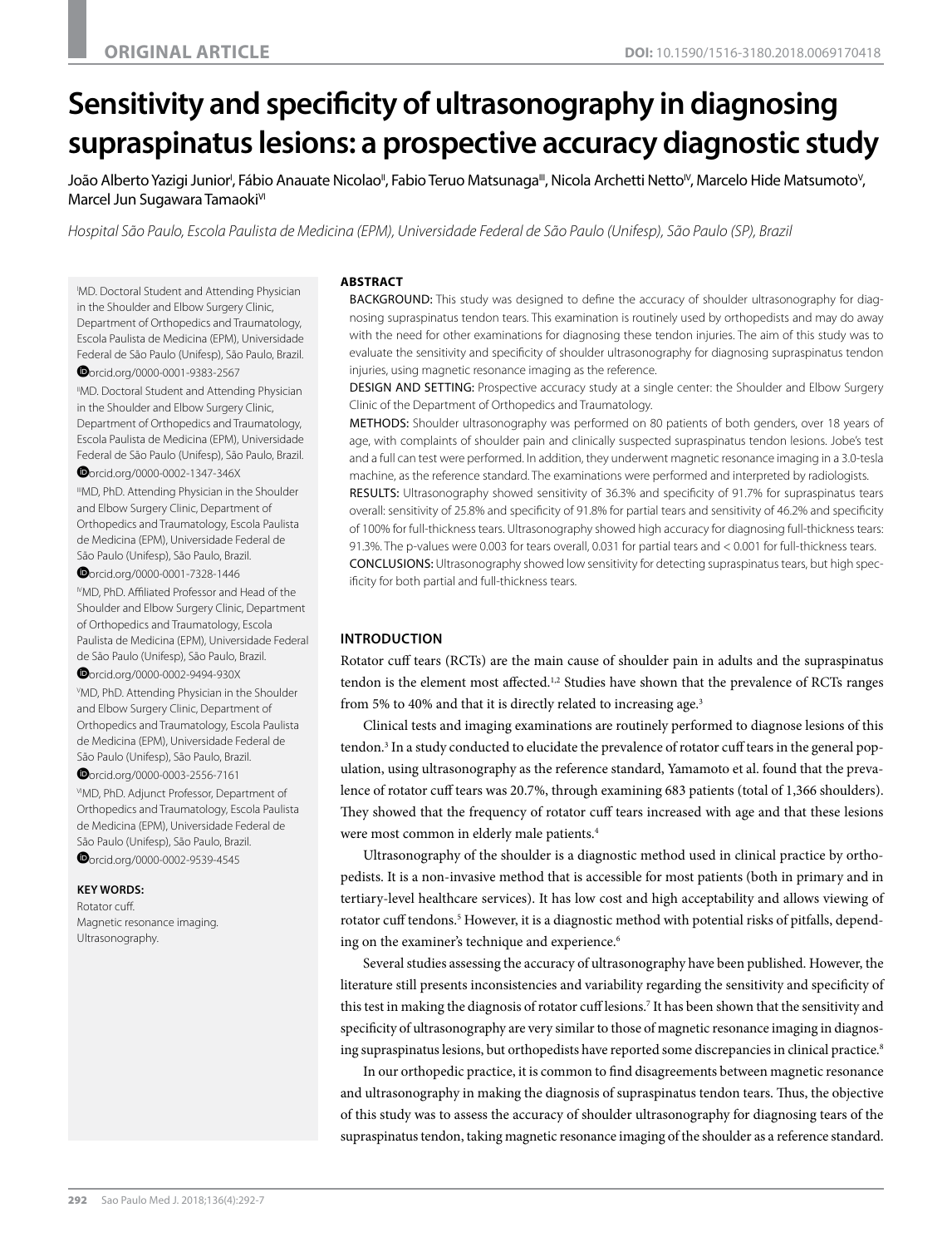ORIGINAL ARTICLE

DOI: 10.1590/1516-3180.2018.0069170418

# Sensitivity and specificity of ultrasonography in diagnosing supraspinatus lesions: a prospective accuracy diagnostic study

João Alberto Yazigi Junior[I], Fábio Anauate Nicolao[II], Fabio Teruo Matsunaga[III], Nicola Archetti Netto[IV], Marcelo Hide Matsumoto[V], Marcel Jun Sugawara Tamaoki[VI]

*Hospital São Paulo, Escola Paulista de Medicina (EPM), Universidade Federal de São Paulo (Unifesp), São Paulo (SP), Brazil*

[I]MD. Doctoral Student and Attending Physician in the Shoulder and Elbow Surgery Clinic, Department of Orthopedics and Traumatology, Escola Paulista de Medicina (EPM), Universidade Federal de São Paulo (Unifesp), São Paulo, Brazil.
orcid.org/0000-0001-9383-2567

[II]MD. Doctoral Student and Attending Physician in the Shoulder and Elbow Surgery Clinic, Department of Orthopedics and Traumatology, Escola Paulista de Medicina (EPM), Universidade Federal de São Paulo (Unifesp), São Paulo, Brazil.
orcid.org/0000-0002-1347-346X

[III]MD, PhD. Attending Physician in the Shoulder and Elbow Surgery Clinic, Department of Orthopedics and Traumatology, Escola Paulista de Medicina (EPM), Universidade Federal de São Paulo (Unifesp), São Paulo, Brazil.
orcid.org/0000-0001-7328-1446

[IV]MD, PhD. Affiliated Professor and Head of the Shoulder and Elbow Surgery Clinic, Department of Orthopedics and Traumatology, Escola Paulista de Medicina (EPM), Universidade Federal de São Paulo (Unifesp), São Paulo, Brazil.
orcid.org/0000-0002-9494-930X

[V]MD, PhD. Attending Physician in the Shoulder and Elbow Surgery Clinic, Department of Orthopedics and Traumatology, Escola Paulista de Medicina (EPM), Universidade Federal de São Paulo (Unifesp), São Paulo, Brazil.
orcid.org/0000-0003-2556-7161

[VI]MD, PhD. Adjunct Professor, Department of Orthopedics and Traumatology, Escola Paulista de Medicina (EPM), Universidade Federal de São Paulo (Unifesp), São Paulo, Brazil.
orcid.org/0000-0002-9539-4545

**KEY WORDS:**
Rotator cuff.
Magnetic resonance imaging.
Ultrasonography.

## ABSTRACT

BACKGROUND: This study was designed to define the accuracy of shoulder ultrasonography for diagnosing supraspinatus tendon tears. This examination is routinely used by orthopedists and may do away with the need for other examinations for diagnosing these tendon injuries. The aim of this study was to evaluate the sensitivity and specificity of shoulder ultrasonography for diagnosing supraspinatus tendon injuries, using magnetic resonance imaging as the reference.

DESIGN AND SETTING: Prospective accuracy study at a single center: the Shoulder and Elbow Surgery Clinic of the Department of Orthopedics and Traumatology.

METHODS: Shoulder ultrasonography was performed on 80 patients of both genders, over 18 years of age, with complaints of shoulder pain and clinically suspected supraspinatus tendon lesions. Jobe's test and a full can test were performed. In addition, they underwent magnetic resonance imaging in a 3.0-tesla machine, as the reference standard. The examinations were performed and interpreted by radiologists.

RESULTS: Ultrasonography showed sensitivity of 36.3% and specificity of 91.7% for supraspinatus tears overall: sensitivity of 25.8% and specificity of 91.8% for partial tears and sensitivity of 46.2% and specificity of 100% for full-thickness tears. Ultrasonography showed high accuracy for diagnosing full-thickness tears: 91.3%. The p-values were 0.003 for tears overall, 0.031 for partial tears and < 0.001 for full-thickness tears.

CONCLUSIONS: Ultrasonography showed low sensitivity for detecting supraspinatus tears, but high specificity for both partial and full-thickness tears.

## INTRODUCTION

Rotator cuff tears (RCTs) are the main cause of shoulder pain in adults and the supraspinatus tendon is the element most affected.[1,2] Studies have shown that the prevalence of RCTs ranges from 5% to 40% and that it is directly related to increasing age.[3]

Clinical tests and imaging examinations are routinely performed to diagnose lesions of this tendon.[3] In a study conducted to elucidate the prevalence of rotator cuff tears in the general population, using ultrasonography as the reference standard, Yamamoto et al. found that the prevalence of rotator cuff tears was 20.7%, through examining 683 patients (total of 1,366 shoulders). They showed that the frequency of rotator cuff tears increased with age and that these lesions were most common in elderly male patients.[4]

Ultrasonography of the shoulder is a diagnostic method used in clinical practice by orthopedists. It is a non-invasive method that is accessible for most patients (both in primary and in tertiary-level healthcare services). It has low cost and high acceptability and allows viewing of rotator cuff tendons.[5] However, it is a diagnostic method with potential risks of pitfalls, depending on the examiner's technique and experience.[6]

Several studies assessing the accuracy of ultrasonography have been published. However, the literature still presents inconsistencies and variability regarding the sensitivity and specificity of this test in making the diagnosis of rotator cuff lesions.[7] It has been shown that the sensitivity and specificity of ultrasonography are very similar to those of magnetic resonance imaging in diagnosing supraspinatus lesions, but orthopedists have reported some discrepancies in clinical practice.[8]

In our orthopedic practice, it is common to find disagreements between magnetic resonance and ultrasonography in making the diagnosis of supraspinatus tendon tears. Thus, the objective of this study was to assess the accuracy of shoulder ultrasonography for diagnosing tears of the supraspinatus tendon, taking magnetic resonance imaging of the shoulder as a reference standard.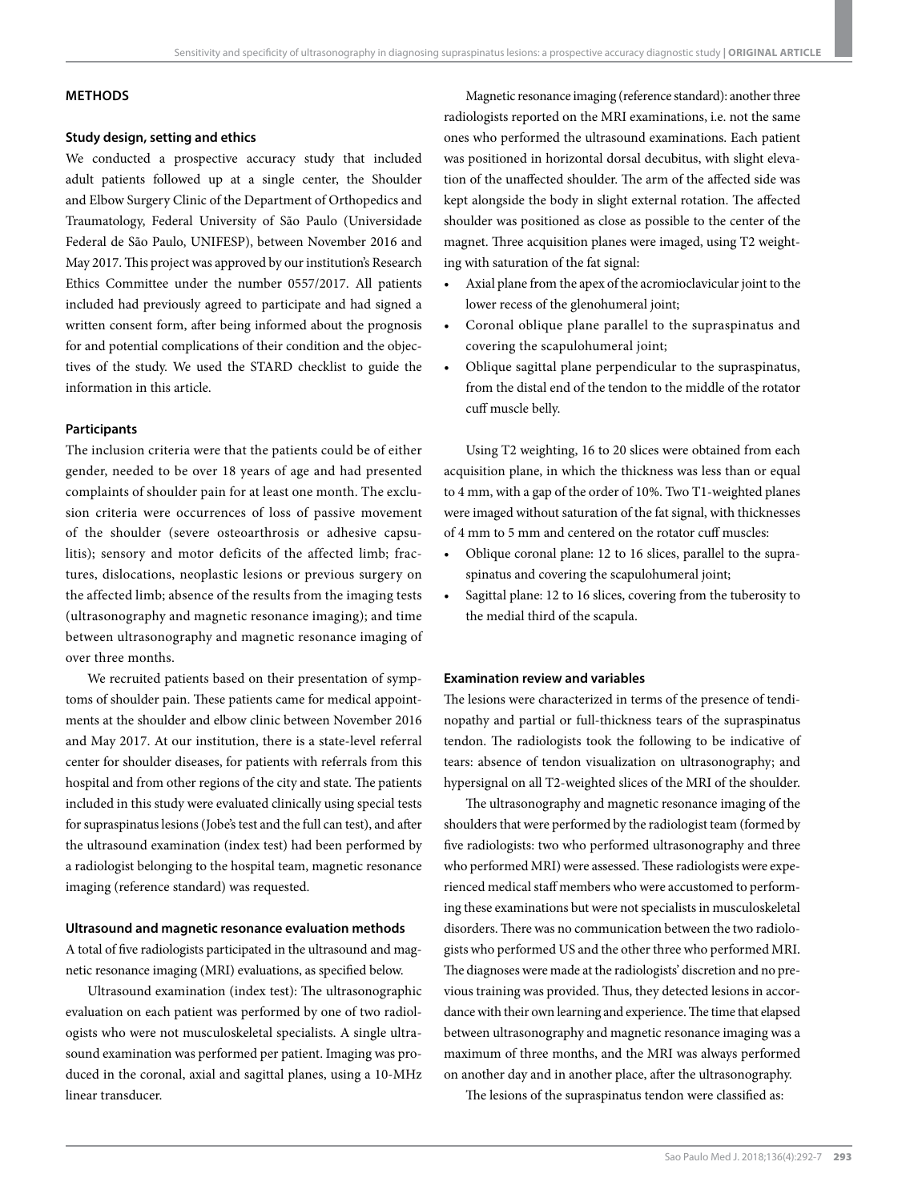## METHODS

### Study design, setting and ethics

We conducted a prospective accuracy study that included adult patients followed up at a single center, the Shoulder and Elbow Surgery Clinic of the Department of Orthopedics and Traumatology, Federal University of São Paulo (Universidade Federal de São Paulo, UNIFESP), between November 2016 and May 2017. This project was approved by our institution's Research Ethics Committee under the number 0557/2017. All patients included had previously agreed to participate and had signed a written consent form, after being informed about the prognosis for and potential complications of their condition and the objectives of the study. We used the STARD checklist to guide the information in this article.

### Participants

The inclusion criteria were that the patients could be of either gender, needed to be over 18 years of age and had presented complaints of shoulder pain for at least one month. The exclusion criteria were occurrences of loss of passive movement of the shoulder (severe osteoarthrosis or adhesive capsulitis); sensory and motor deficits of the affected limb; fractures, dislocations, neoplastic lesions or previous surgery on the affected limb; absence of the results from the imaging tests (ultrasonography and magnetic resonance imaging); and time between ultrasonography and magnetic resonance imaging of over three months.

We recruited patients based on their presentation of symptoms of shoulder pain. These patients came for medical appointments at the shoulder and elbow clinic between November 2016 and May 2017. At our institution, there is a state-level referral center for shoulder diseases, for patients with referrals from this hospital and from other regions of the city and state. The patients included in this study were evaluated clinically using special tests for supraspinatus lesions (Jobe's test and the full can test), and after the ultrasound examination (index test) had been performed by a radiologist belonging to the hospital team, magnetic resonance imaging (reference standard) was requested.

### Ultrasound and magnetic resonance evaluation methods

A total of five radiologists participated in the ultrasound and magnetic resonance imaging (MRI) evaluations, as specified below.

Ultrasound examination (index test): The ultrasonographic evaluation on each patient was performed by one of two radiologists who were not musculoskeletal specialists. A single ultrasound examination was performed per patient. Imaging was produced in the coronal, axial and sagittal planes, using a 10-MHz linear transducer.

Magnetic resonance imaging (reference standard): another three radiologists reported on the MRI examinations, i.e. not the same ones who performed the ultrasound examinations. Each patient was positioned in horizontal dorsal decubitus, with slight elevation of the unaffected shoulder. The arm of the affected side was kept alongside the body in slight external rotation. The affected shoulder was positioned as close as possible to the center of the magnet. Three acquisition planes were imaged, using T2 weighting with saturation of the fat signal:

- Axial plane from the apex of the acromioclavicular joint to the lower recess of the glenohumeral joint;
- Coronal oblique plane parallel to the supraspinatus and covering the scapulohumeral joint;
- Oblique sagittal plane perpendicular to the supraspinatus, from the distal end of the tendon to the middle of the rotator cuff muscle belly.

Using T2 weighting, 16 to 20 slices were obtained from each acquisition plane, in which the thickness was less than or equal to 4 mm, with a gap of the order of 10%. Two T1-weighted planes were imaged without saturation of the fat signal, with thicknesses of 4 mm to 5 mm and centered on the rotator cuff muscles:

- Oblique coronal plane: 12 to 16 slices, parallel to the supraspinatus and covering the scapulohumeral joint;
- Sagittal plane: 12 to 16 slices, covering from the tuberosity to the medial third of the scapula.

### Examination review and variables

The lesions were characterized in terms of the presence of tendinopathy and partial or full-thickness tears of the supraspinatus tendon. The radiologists took the following to be indicative of tears: absence of tendon visualization on ultrasonography; and hypersignal on all T2-weighted slices of the MRI of the shoulder.

The ultrasonography and magnetic resonance imaging of the shoulders that were performed by the radiologist team (formed by five radiologists: two who performed ultrasonography and three who performed MRI) were assessed. These radiologists were experienced medical staff members who were accustomed to performing these examinations but were not specialists in musculoskeletal disorders. There was no communication between the two radiologists who performed US and the other three who performed MRI. The diagnoses were made at the radiologists' discretion and no previous training was provided. Thus, they detected lesions in accordance with their own learning and experience. The time that elapsed between ultrasonography and magnetic resonance imaging was a maximum of three months, and the MRI was always performed on another day and in another place, after the ultrasonography.

The lesions of the supraspinatus tendon were classified as: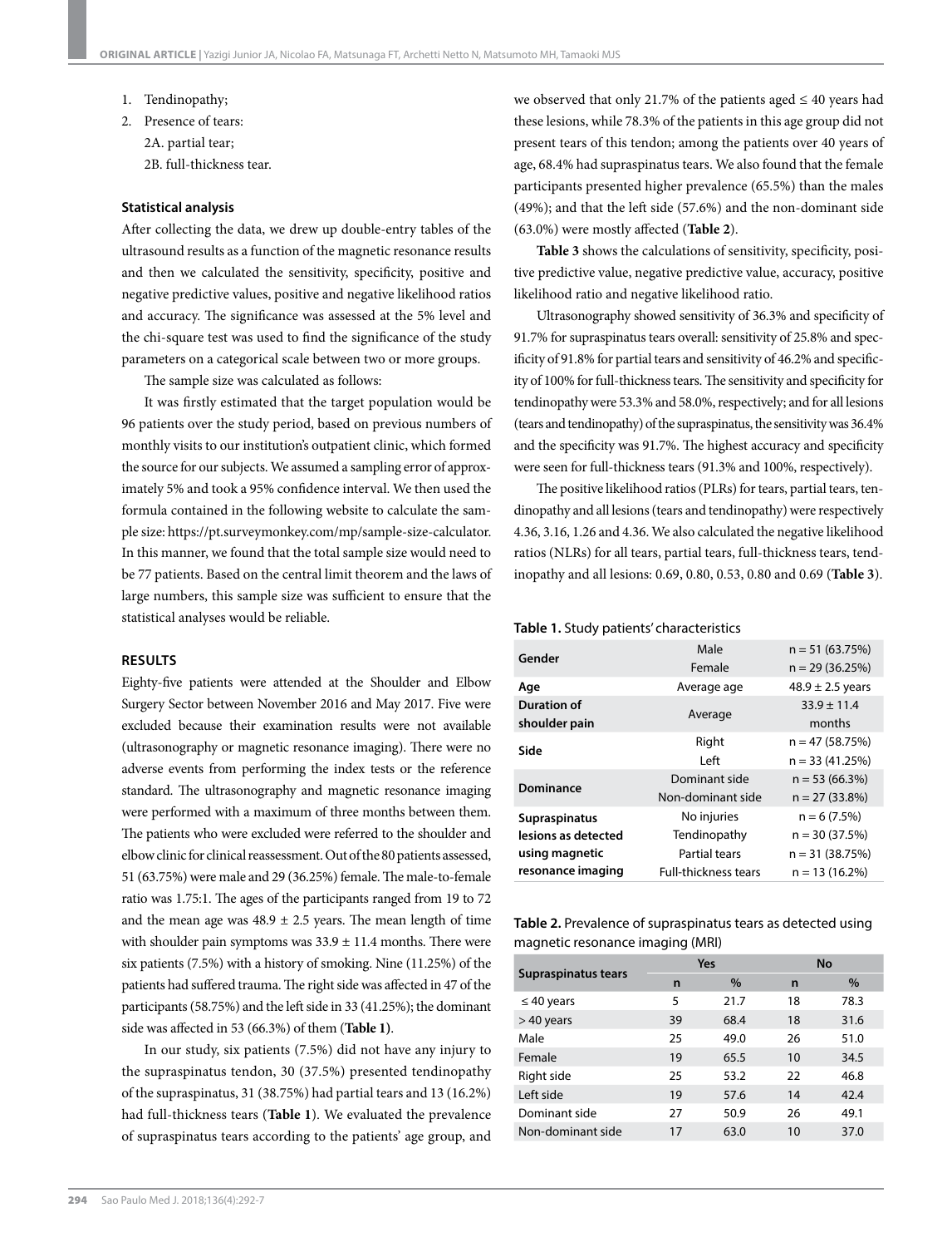1. Tendinopathy;
2. Presence of tears:

   2A. partial tear;

   2B. full-thickness tear.

### Statistical analysis

After collecting the data, we drew up double-entry tables of the ultrasound results as a function of the magnetic resonance results and then we calculated the sensitivity, specificity, positive and negative predictive values, positive and negative likelihood ratios and accuracy. The significance was assessed at the 5% level and the chi-square test was used to find the significance of the study parameters on a categorical scale between two or more groups.

The sample size was calculated as follows:

It was firstly estimated that the target population would be 96 patients over the study period, based on previous numbers of monthly visits to our institution's outpatient clinic, which formed the source for our subjects. We assumed a sampling error of approximately 5% and took a 95% confidence interval. We then used the formula contained in the following website to calculate the sample size: https://pt.surveymonkey.com/mp/sample-size-calculator. In this manner, we found that the total sample size would need to be 77 patients. Based on the central limit theorem and the laws of large numbers, this sample size was sufficient to ensure that the statistical analyses would be reliable.

## RESULTS

Eighty-five patients were attended at the Shoulder and Elbow Surgery Sector between November 2016 and May 2017. Five were excluded because their examination results were not available (ultrasonography or magnetic resonance imaging). There were no adverse events from performing the index tests or the reference standard. The ultrasonography and magnetic resonance imaging were performed with a maximum of three months between them. The patients who were excluded were referred to the shoulder and elbow clinic for clinical reassessment. Out of the 80 patients assessed, 51 (63.75%) were male and 29 (36.25%) female. The male-to-female ratio was 1.75:1. The ages of the participants ranged from 19 to 72 and the mean age was 48.9 ± 2.5 years. The mean length of time with shoulder pain symptoms was 33.9 ± 11.4 months. There were six patients (7.5%) with a history of smoking. Nine (11.25%) of the patients had suffered trauma. The right side was affected in 47 of the participants (58.75%) and the left side in 33 (41.25%); the dominant side was affected in 53 (66.3%) of them (**Table 1**).

In our study, six patients (7.5%) did not have any injury to the supraspinatus tendon, 30 (37.5%) presented tendinopathy of the supraspinatus, 31 (38.75%) had partial tears and 13 (16.2%) had full-thickness tears (**Table 1**). We evaluated the prevalence of supraspinatus tears according to the patients' age group, and we observed that only 21.7% of the patients aged ≤ 40 years had these lesions, while 78.3% of the patients in this age group did not present tears of this tendon; among the patients over 40 years of age, 68.4% had supraspinatus tears. We also found that the female participants presented higher prevalence (65.5%) than the males (49%); and that the left side (57.6%) and the non-dominant side (63.0%) were mostly affected (**Table 2**).

**Table 3** shows the calculations of sensitivity, specificity, positive predictive value, negative predictive value, accuracy, positive likelihood ratio and negative likelihood ratio.

Ultrasonography showed sensitivity of 36.3% and specificity of 91.7% for supraspinatus tears overall: sensitivity of 25.8% and specificity of 91.8% for partial tears and sensitivity of 46.2% and specificity of 100% for full-thickness tears. The sensitivity and specificity for tendinopathy were 53.3% and 58.0%, respectively; and for all lesions (tears and tendinopathy) of the supraspinatus, the sensitivity was 36.4% and the specificity was 91.7%. The highest accuracy and specificity were seen for full-thickness tears (91.3% and 100%, respectively).

The positive likelihood ratios (PLRs) for tears, partial tears, tendinopathy and all lesions (tears and tendinopathy) were respectively 4.36, 3.16, 1.26 and 4.36. We also calculated the negative likelihood ratios (NLRs) for all tears, partial tears, full-thickness tears, tendinopathy and all lesions: 0.69, 0.80, 0.53, 0.80 and 0.69 (**Table 3**).

**Table 1.** Study patients' characteristics

| | | |
|---|---|---|
| **Gender** | Male | n = 51 (63.75%) |
| | Female | n = 29 (36.25%) |
| **Age** | Average age | 48.9 ± 2.5 years |
| **Duration of shoulder pain** | Average | 33.9 ± 11.4 months |
| **Side** | Right | n = 47 (58.75%) |
| | Left | n = 33 (41.25%) |
| **Dominance** | Dominant side | n = 53 (66.3%) |
| | Non-dominant side | n = 27 (33.8%) |
| **Supraspinatus lesions as detected using magnetic resonance imaging** | No injuries | n = 6 (7.5%) |
| | Tendinopathy | n = 30 (37.5%) |
| | Partial tears | n = 31 (38.75%) |
| | Full-thickness tears | n = 13 (16.2%) |

**Table 2.** Prevalence of supraspinatus tears as detected using magnetic resonance imaging (MRI)

| Supraspinatus tears | Yes | | No | |
|---|---|---|---|---|
| | n | % | n | % |
| ≤ 40 years | 5 | 21.7 | 18 | 78.3 |
| > 40 years | 39 | 68.4 | 18 | 31.6 |
| Male | 25 | 49.0 | 26 | 51.0 |
| Female | 19 | 65.5 | 10 | 34.5 |
| Right side | 25 | 53.2 | 22 | 46.8 |
| Left side | 19 | 57.6 | 14 | 42.4 |
| Dominant side | 27 | 50.9 | 26 | 49.1 |
| Non-dominant side | 17 | 63.0 | 10 | 37.0 |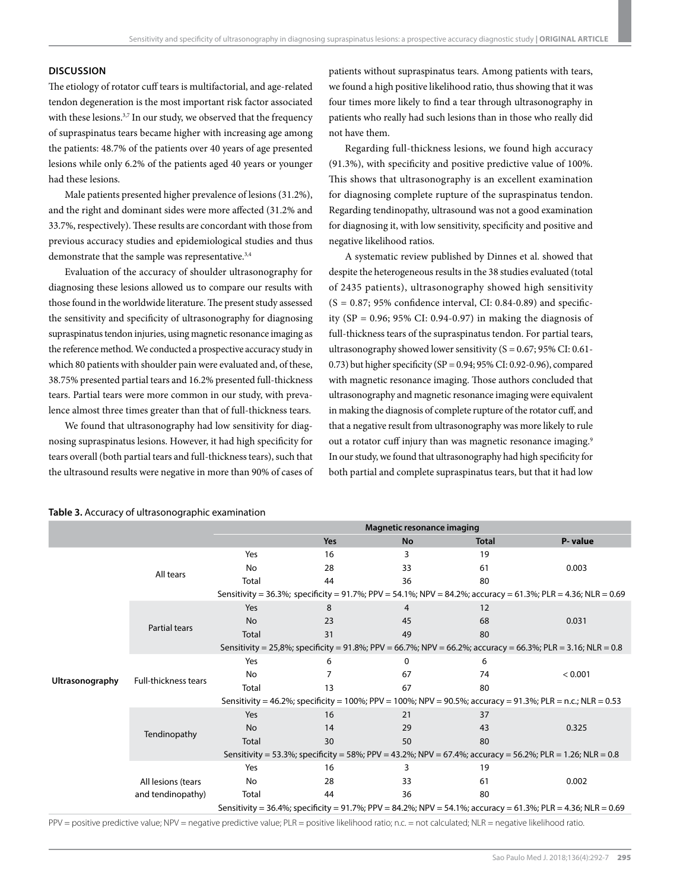## DISCUSSION

The etiology of rotator cuff tears is multifactorial, and age-related tendon degeneration is the most important risk factor associated with these lesions.[3,7] In our study, we observed that the frequency of supraspinatus tears became higher with increasing age among the patients: 48.7% of the patients over 40 years of age presented lesions while only 6.2% of the patients aged 40 years or younger had these lesions.

Male patients presented higher prevalence of lesions (31.2%), and the right and dominant sides were more affected (31.2% and 33.7%, respectively). These results are concordant with those from previous accuracy studies and epidemiological studies and thus demonstrate that the sample was representative.[3,4]

Evaluation of the accuracy of shoulder ultrasonography for diagnosing these lesions allowed us to compare our results with those found in the worldwide literature. The present study assessed the sensitivity and specificity of ultrasonography for diagnosing supraspinatus tendon injuries, using magnetic resonance imaging as the reference method. We conducted a prospective accuracy study in which 80 patients with shoulder pain were evaluated and, of these, 38.75% presented partial tears and 16.2% presented full-thickness tears. Partial tears were more common in our study, with prevalence almost three times greater than that of full-thickness tears.

We found that ultrasonography had low sensitivity for diagnosing supraspinatus lesions. However, it had high specificity for tears overall (both partial tears and full-thickness tears), such that the ultrasound results were negative in more than 90% of cases of patients without supraspinatus tears. Among patients with tears, we found a high positive likelihood ratio, thus showing that it was four times more likely to find a tear through ultrasonography in patients who really had such lesions than in those who really did not have them.

Regarding full-thickness lesions, we found high accuracy (91.3%), with specificity and positive predictive value of 100%. This shows that ultrasonography is an excellent examination for diagnosing complete rupture of the supraspinatus tendon. Regarding tendinopathy, ultrasound was not a good examination for diagnosing it, with low sensitivity, specificity and positive and negative likelihood ratios.

A systematic review published by Dinnes et al. showed that despite the heterogeneous results in the 38 studies evaluated (total of 2435 patients), ultrasonography showed high sensitivity (S = 0.87; 95% confidence interval, CI: 0.84-0.89) and specificity (SP = 0.96; 95% CI: 0.94-0.97) in making the diagnosis of full-thickness tears of the supraspinatus tendon. For partial tears, ultrasonography showed lower sensitivity (S = 0.67; 95% CI: 0.61-0.73) but higher specificity (SP = 0.94; 95% CI: 0.92-0.96), compared with magnetic resonance imaging. Those authors concluded that ultrasonography and magnetic resonance imaging were equivalent in making the diagnosis of complete rupture of the rotator cuff, and that a negative result from ultrasonography was more likely to rule out a rotator cuff injury than was magnetic resonance imaging.[9] In our study, we found that ultrasonography had high specificity for both partial and complete supraspinatus tears, but that it had low

**Table 3.** Accuracy of ultrasonographic examination

| | | | Magnetic resonance imaging | | | |
|---|---|---|---|---|---|---|
| | | | **Yes** | **No** | **Total** | **P- value** |
| **Ultrasonography** | All tears | Yes | 16 | 3 | 19 | 0.003 |
| | | No | 28 | 33 | 61 | |
| | | Total | 44 | 36 | 80 | |
| | | Sensitivity = 36.3%; specificity = 91.7%; PPV = 54.1%; NPV = 84.2%; accuracy = 61.3%; PLR = 4.36; NLR = 0.69 | | | | |
| | Partial tears | Yes | 8 | 4 | 12 | 0.031 |
| | | No | 23 | 45 | 68 | |
| | | Total | 31 | 49 | 80 | |
| | | Sensitivity = 25,8%; specificity = 91.8%; PPV = 66.7%; NPV = 66.2%; accuracy = 66.3%; PLR = 3.16; NLR = 0.8 | | | | |
| | Full-thickness tears | Yes | 6 | 0 | 6 | < 0.001 |
| | | No | 7 | 67 | 74 | |
| | | Total | 13 | 67 | 80 | |
| | | Sensitivity = 46.2%; specificity = 100%; PPV = 100%; NPV = 90.5%; accuracy = 91.3%; PLR = n.c.; NLR = 0.53 | | | | |
| | Tendinopathy | Yes | 16 | 21 | 37 | 0.325 |
| | | No | 14 | 29 | 43 | |
| | | Total | 30 | 50 | 80 | |
| | | Sensitivity = 53.3%; specificity = 58%; PPV = 43.2%; NPV = 67.4%; accuracy = 56.2%; PLR = 1.26; NLR = 0.8 | | | | |
| | All lesions (tears and tendinopathy) | Yes | 16 | 3 | 19 | 0.002 |
| | | No | 28 | 33 | 61 | |
| | | Total | 44 | 36 | 80 | |
| | | Sensitivity = 36.4%; specificity = 91.7%; PPV = 84.2%; NPV = 54.1%; accuracy = 61.3%; PLR = 4.36; NLR = 0.69 | | | | |

PPV = positive predictive value; NPV = negative predictive value; PLR = positive likelihood ratio; n.c. = not calculated; NLR = negative likelihood ratio.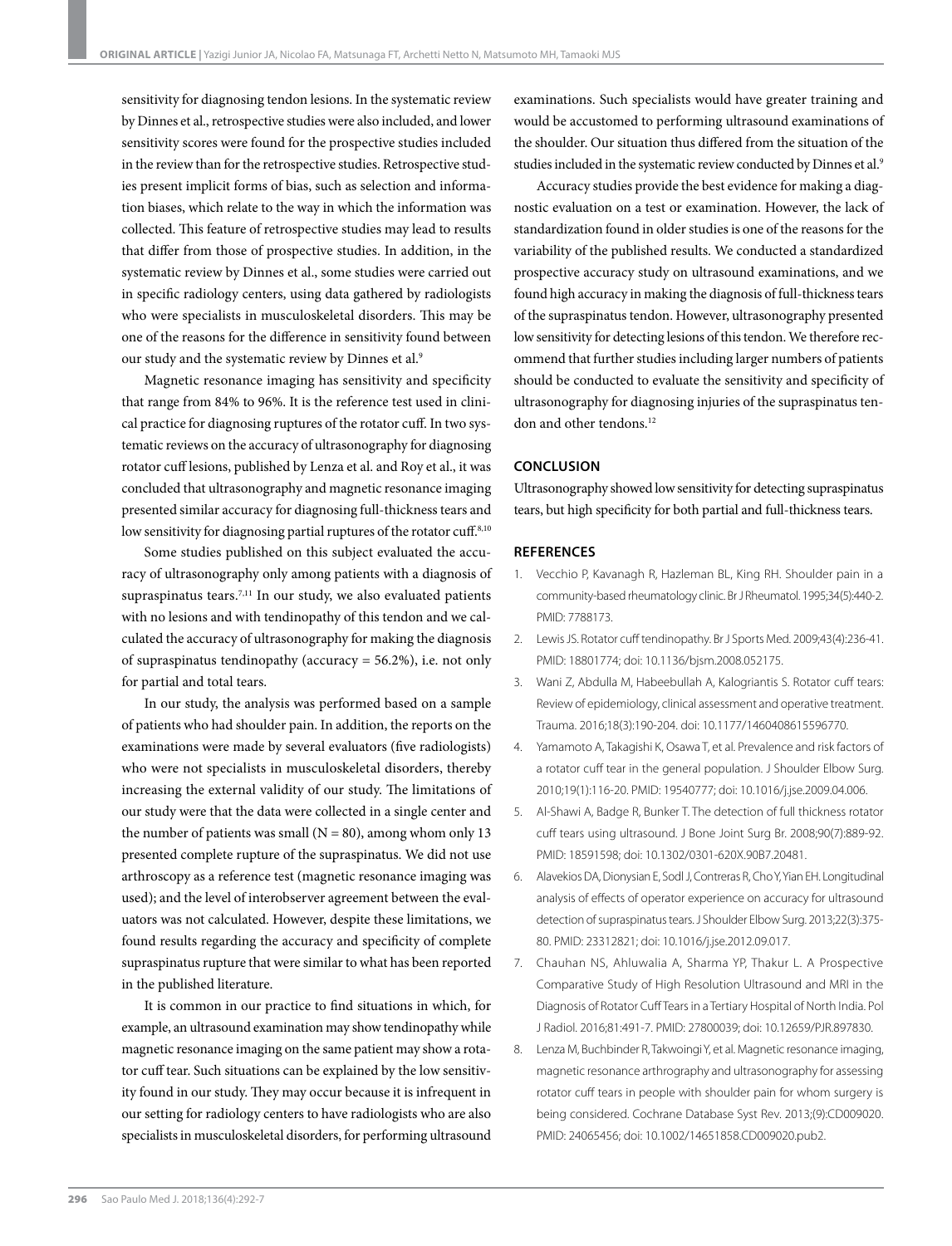sensitivity for diagnosing tendon lesions. In the systematic review by Dinnes et al., retrospective studies were also included, and lower sensitivity scores were found for the prospective studies included in the review than for the retrospective studies. Retrospective studies present implicit forms of bias, such as selection and information biases, which relate to the way in which the information was collected. This feature of retrospective studies may lead to results that differ from those of prospective studies. In addition, in the systematic review by Dinnes et al., some studies were carried out in specific radiology centers, using data gathered by radiologists who were specialists in musculoskeletal disorders. This may be one of the reasons for the difference in sensitivity found between our study and the systematic review by Dinnes et al.[9]

Magnetic resonance imaging has sensitivity and specificity that range from 84% to 96%. It is the reference test used in clinical practice for diagnosing ruptures of the rotator cuff. In two systematic reviews on the accuracy of ultrasonography for diagnosing rotator cuff lesions, published by Lenza et al. and Roy et al., it was concluded that ultrasonography and magnetic resonance imaging presented similar accuracy for diagnosing full-thickness tears and low sensitivity for diagnosing partial ruptures of the rotator cuff.[8,10]

Some studies published on this subject evaluated the accuracy of ultrasonography only among patients with a diagnosis of supraspinatus tears.[7,11] In our study, we also evaluated patients with no lesions and with tendinopathy of this tendon and we calculated the accuracy of ultrasonography for making the diagnosis of supraspinatus tendinopathy (accuracy = 56.2%), i.e. not only for partial and total tears.

In our study, the analysis was performed based on a sample of patients who had shoulder pain. In addition, the reports on the examinations were made by several evaluators (five radiologists) who were not specialists in musculoskeletal disorders, thereby increasing the external validity of our study. The limitations of our study were that the data were collected in a single center and the number of patients was small (N = 80), among whom only 13 presented complete rupture of the supraspinatus. We did not use arthroscopy as a reference test (magnetic resonance imaging was used); and the level of interobserver agreement between the evaluators was not calculated. However, despite these limitations, we found results regarding the accuracy and specificity of complete supraspinatus rupture that were similar to what has been reported in the published literature.

It is common in our practice to find situations in which, for example, an ultrasound examination may show tendinopathy while magnetic resonance imaging on the same patient may show a rotator cuff tear. Such situations can be explained by the low sensitivity found in our study. They may occur because it is infrequent in our setting for radiology centers to have radiologists who are also specialists in musculoskeletal disorders, for performing ultrasound examinations. Such specialists would have greater training and would be accustomed to performing ultrasound examinations of the shoulder. Our situation thus differed from the situation of the studies included in the systematic review conducted by Dinnes et al.[9]

Accuracy studies provide the best evidence for making a diagnostic evaluation on a test or examination. However, the lack of standardization found in older studies is one of the reasons for the variability of the published results. We conducted a standardized prospective accuracy study on ultrasound examinations, and we found high accuracy in making the diagnosis of full-thickness tears of the supraspinatus tendon. However, ultrasonography presented low sensitivity for detecting lesions of this tendon. We therefore recommend that further studies including larger numbers of patients should be conducted to evaluate the sensitivity and specificity of ultrasonography for diagnosing injuries of the supraspinatus tendon and other tendons.[12]

## CONCLUSION

Ultrasonography showed low sensitivity for detecting supraspinatus tears, but high specificity for both partial and full-thickness tears.

## REFERENCES

1. Vecchio P, Kavanagh R, Hazleman BL, King RH. Shoulder pain in a community-based rheumatology clinic. Br J Rheumatol. 1995;34(5):440-2. PMID: 7788173.
2. Lewis JS. Rotator cuff tendinopathy. Br J Sports Med. 2009;43(4):236-41. PMID: 18801774; doi: 10.1136/bjsm.2008.052175.
3. Wani Z, Abdulla M, Habeebullah A, Kalogriantis S. Rotator cuff tears: Review of epidemiology, clinical assessment and operative treatment. Trauma. 2016;18(3):190-204. doi: 10.1177/1460408615596770.
4. Yamamoto A, Takagishi K, Osawa T, et al. Prevalence and risk factors of a rotator cuff tear in the general population. J Shoulder Elbow Surg. 2010;19(1):116-20. PMID: 19540777; doi: 10.1016/j.jse.2009.04.006.
5. Al-Shawi A, Badge R, Bunker T. The detection of full thickness rotator cuff tears using ultrasound. J Bone Joint Surg Br. 2008;90(7):889-92. PMID: 18591598; doi: 10.1302/0301-620X.90B7.20481.
6. Alavekios DA, Dionysian E, Sodl J, Contreras R, Cho Y, Yian EH. Longitudinal analysis of effects of operator experience on accuracy for ultrasound detection of supraspinatus tears. J Shoulder Elbow Surg. 2013;22(3):375-80. PMID: 23312821; doi: 10.1016/j.jse.2012.09.017.
7. Chauhan NS, Ahluwalia A, Sharma YP, Thakur L. A Prospective Comparative Study of High Resolution Ultrasound and MRI in the Diagnosis of Rotator Cuff Tears in a Tertiary Hospital of North India. Pol J Radiol. 2016;81:491-7. PMID: 27800039; doi: 10.12659/PJR.897830.
8. Lenza M, Buchbinder R, Takwoingi Y, et al. Magnetic resonance imaging, magnetic resonance arthrography and ultrasonography for assessing rotator cuff tears in people with shoulder pain for whom surgery is being considered. Cochrane Database Syst Rev. 2013;(9):CD009020. PMID: 24065456; doi: 10.1002/14651858.CD009020.pub2.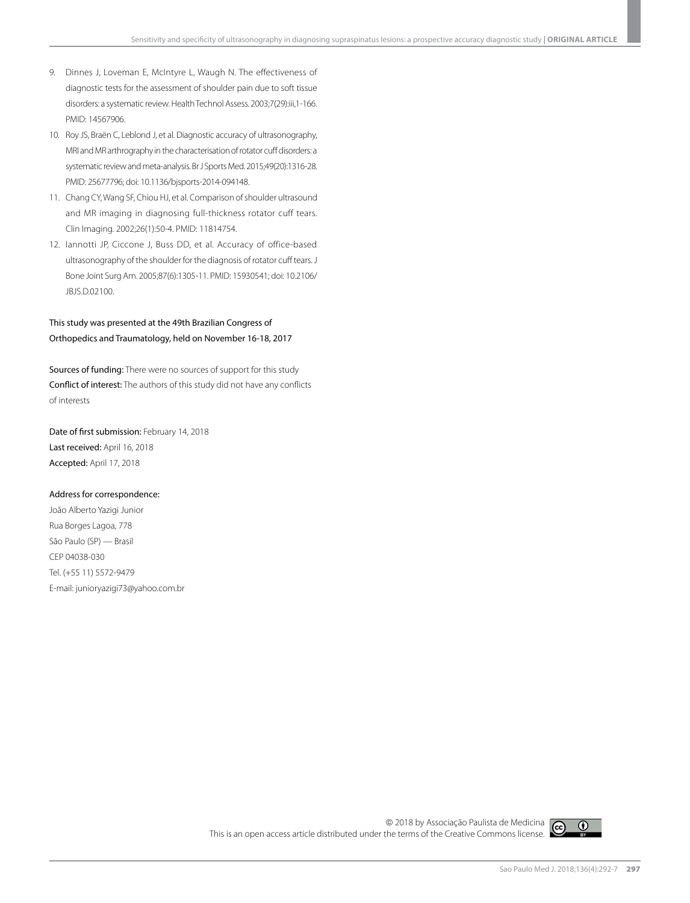9. Dinnes J, Loveman E, McIntyre L, Waugh N. The effectiveness of diagnostic tests for the assessment of shoulder pain due to soft tissue disorders: a systematic review. Health Technol Assess. 2003;7(29):iii,1-166. PMID: 14567906.
10. Roy JS, Braën C, Leblond J, et al. Diagnostic accuracy of ultrasonography, MRI and MR arthrography in the characterisation of rotator cuff disorders: a systematic review and meta-analysis. Br J Sports Med. 2015;49(20):1316-28. PMID: 25677796; doi: 10.1136/bjsports-2014-094148.
11. Chang CY, Wang SF, Chiou HJ, et al. Comparison of shoulder ultrasound and MR imaging in diagnosing full-thickness rotator cuff tears. Clin Imaging. 2002;26(1):50-4. PMID: 11814754.
12. Iannotti JP, Ciccone J, Buss DD, et al. Accuracy of office-based ultrasonography of the shoulder for the diagnosis of rotator cuff tears. J Bone Joint Surg Am. 2005;87(6):1305-11. PMID: 15930541; doi: 10.2106/JBJS.D.02100.

This study was presented at the 49th Brazilian Congress of Orthopedics and Traumatology, held on November 16-18, 2017

**Sources of funding:** There were no sources of support for this study

**Conflict of interest:** The authors of this study did not have any conflicts of interests

**Date of first submission:** February 14, 2018

**Last received:** April 16, 2018

**Accepted:** April 17, 2018

**Address for correspondence:**

João Alberto Yazigi Junior

Rua Borges Lagoa, 778

São Paulo (SP) — Brasil

CEP 04038-030

Tel. (+55 11) 5572-9479

E-mail: junioryazigi73@yahoo.com.br

© 2018 by Associação Paulista de Medicina

This is an open access article distributed under the terms of the Creative Commons license.